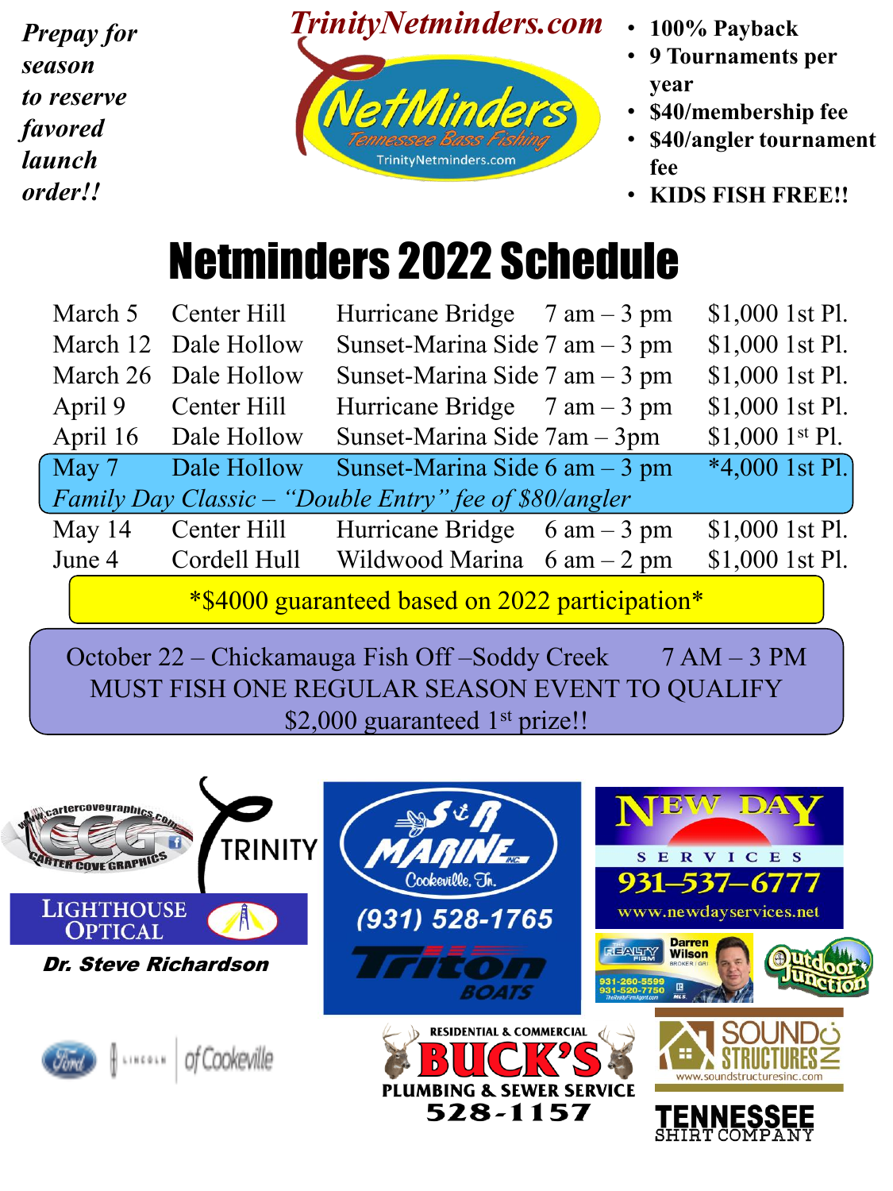*Prepay for season to reserve favored launch order!!*

**TrinityNetminders.com**

NetMinders
Tennessee Bass Fishing
TrinityNetminders.com

- **100% Payback**
- **9 Tournaments per year**
- **$40/membership fee**
- **$40/angler tournament fee**
- **KIDS FISH FREE!!**

# Netminders 2022 Schedule

| Date | Lake | Launch | Time | Prize |
|---|---|---|---|---|
| March 5 | Center Hill | Hurricane Bridge | 7 am – 3 pm | $1,000 1st Pl. |
| March 12 | Dale Hollow | Sunset-Marina Side | 7 am – 3 pm | $1,000 1st Pl. |
| March 26 | Dale Hollow | Sunset-Marina Side | 7 am – 3 pm | $1,000 1st Pl. |
| April 9 | Center Hill | Hurricane Bridge | 7 am – 3 pm | $1,000 1st Pl. |
| April 16 | Dale Hollow | Sunset-Marina Side | 7am – 3pm | $1,000 1st Pl. |
| May 7 | Dale Hollow | Sunset-Marina Side | 6 am – 3 pm | *4,000 1st Pl. |
| *Family Day Classic – "Double Entry" fee of $80/angler* | | | | |
| May 14 | Center Hill | Hurricane Bridge | 6 am – 3 pm | $1,000 1st Pl. |
| June 4 | Cordell Hull | Wildwood Marina | 6 am – 2 pm | $1,000 1st Pl. |

*$4000 guaranteed based on 2022 participation*

October 22 – Chickamauga Fish Off –Soddy Creek 7 AM – 3 PM
MUST FISH ONE REGULAR SEASON EVENT TO QUALIFY
$2,000 guaranteed 1st prize!!

www.cartercovegraphics.com
CCG
CARTER COVE GRAPHICS

TRINITY

LIGHTHOUSE OPTICAL
**Dr. Steve Richardson**

S&R MARINE INC.
Cookeville, Tn.
(931) 528-1765
Triton BOATS

NEW DAY SERVICES
931–537–6777
www.newdayservices.net

The Realty Firm
Darren Wilson
BROKER | GRI
931-260-5599
931-520-7750

Outdoor Junction

Ford | Lincoln | of Cookeville

RESIDENTIAL & COMMERCIAL
BUCK'S
PLUMBING & SEWER SERVICE
528-1157

SOUND STRUCTURES INC
www.soundstructuresinc.com

TENNESSEE SHIRT COMPANY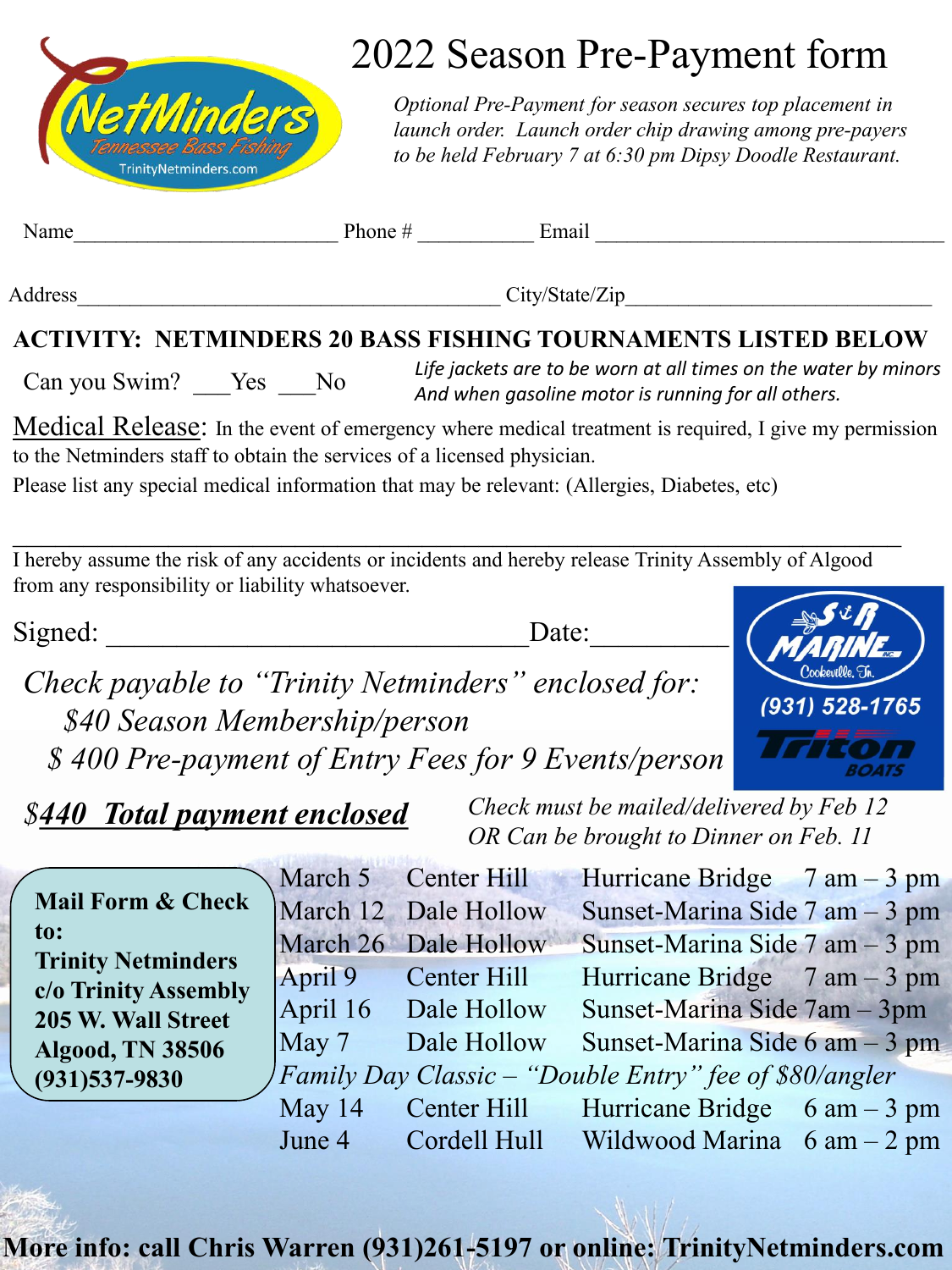# 2022 Season Pre-Payment form

*Optional Pre-Payment for season secures top placement in launch order. Launch order chip drawing among pre-payers to be held February 7 at 6:30 pm Dipsy Doodle Restaurant.*

Name_________________________ Phone # ___________ Email _________________________________

Address________________________________________ City/State/Zip_____________________________

**ACTIVITY: NETMINDERS 20 BASS FISHING TOURNAMENTS LISTED BELOW**

Can you Swim? ___Yes ___No

*Life jackets are to be worn at all times on the water by minors And when gasoline motor is running for all others.*

Medical Release: In the event of emergency where medical treatment is required, I give my permission to the Netminders staff to obtain the services of a licensed physician.

Please list any special medical information that may be relevant: (Allergies, Diabetes, etc)

_______________________________________________________________________________

I hereby assume the risk of any accidents or incidents and hereby release Trinity Assembly of Algood from any responsibility or liability whatsoever.

Signed: ______________________________ Date:__________

S&R MARINE INC
Cookeville, Tn.
(931) 528-1765
Triton BOATS

*Check payable to "Trinity Netminders" enclosed for:*

*$40 Season Membership/person*

*$ 400 Pre-payment of Entry Fees for 9 Events/person*

***$440 Total payment enclosed***

*Check must be mailed/delivered by Feb 12*
*OR Can be brought to Dinner on Feb. 11*

**Mail Form & Check to:**
**Trinity Netminders**
**c/o Trinity Assembly**
**205 W. Wall Street**
**Algood, TN 38506**
**(931)537-9830**

| Date | Lake | Location | Time |
|---|---|---|---|
| March 5 | Center Hill | Hurricane Bridge | 7 am – 3 pm |
| March 12 | Dale Hollow | Sunset-Marina Side | 7 am – 3 pm |
| March 26 | Dale Hollow | Sunset-Marina Side | 7 am – 3 pm |
| April 9 | Center Hill | Hurricane Bridge | 7 am – 3 pm |
| April 16 | Dale Hollow | Sunset-Marina Side | 7am – 3pm |
| May 7 | Dale Hollow | Sunset-Marina Side | 6 am – 3 pm |
| *Family Day Classic – "Double Entry" fee of $80/angler* | | | |
| May 14 | Center Hill | Hurricane Bridge | 6 am – 3 pm |
| June 4 | Cordell Hull | Wildwood Marina | 6 am – 2 pm |

**More info: call Chris Warren (931)261-5197 or online: TrinityNetminders.com**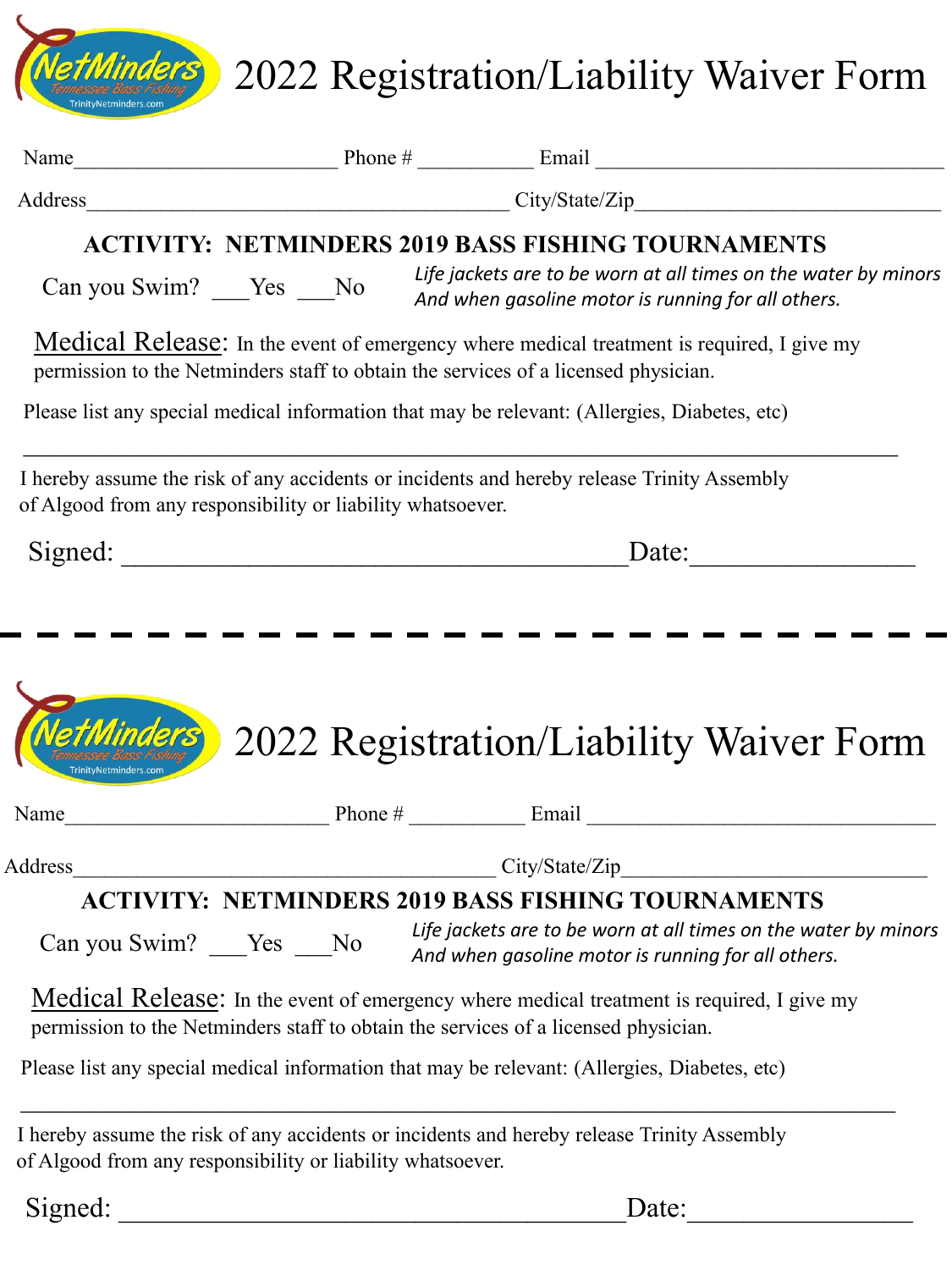NetMinders Tennessee Bass Fishing TrinityNetminders.com

# 2022 Registration/Liability Waiver Form

Name_________________________ Phone # ___________ Email _________________________________

Address________________________________________ City/State/Zip_____________________________

**ACTIVITY: NETMINDERS 2019 BASS FISHING TOURNAMENTS**

Can you Swim? ___Yes ___No

*Life jackets are to be worn at all times on the water by minors And when gasoline motor is running for all others.*

Medical Release: In the event of emergency where medical treatment is required, I give my permission to the Netminders staff to obtain the services of a licensed physician.

Please list any special medical information that may be relevant: (Allergies, Diabetes, etc)

_________________________________________________________________________________

I hereby assume the risk of any accidents or incidents and hereby release Trinity Assembly of Algood from any responsibility or liability whatsoever.

Signed: ______________________________________Date:________________

---

NetMinders Tennessee Bass Fishing TrinityNetminders.com

# 2022 Registration/Liability Waiver Form

Name_________________________ Phone # ___________ Email _________________________________

Address________________________________________ City/State/Zip_____________________________

**ACTIVITY: NETMINDERS 2019 BASS FISHING TOURNAMENTS**

Can you Swim? ___Yes ___No

*Life jackets are to be worn at all times on the water by minors And when gasoline motor is running for all others.*

Medical Release: In the event of emergency where medical treatment is required, I give my permission to the Netminders staff to obtain the services of a licensed physician.

Please list any special medical information that may be relevant: (Allergies, Diabetes, etc)

_________________________________________________________________________________

I hereby assume the risk of any accidents or incidents and hereby release Trinity Assembly of Algood from any responsibility or liability whatsoever.

Signed: ______________________________________Date:________________